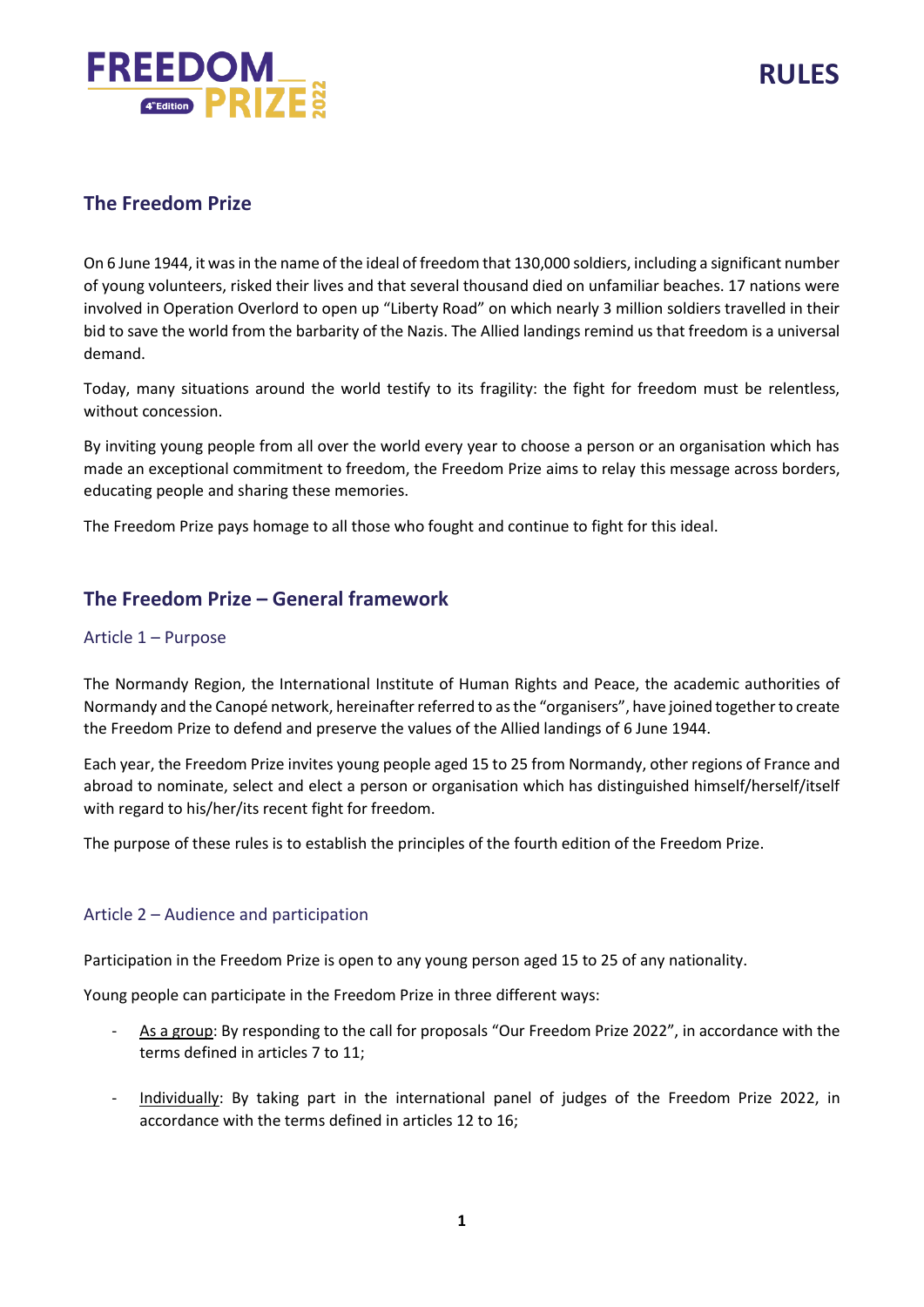# RULES

## The Freedom Prize

On 6 June 1944, it was in the name of the ideal of freedom that 130,000 soldiers, including a significant number of young volunteers, risked their lives and that several thousand died on unfamiliar beaches. 17 nations were involved in Operation Overlord to open up "Liberty Road" on which nearly 3 million soldiers travelled in their bid to save the world from the barbarity of the Nazis. The Allied landings remind us that freedom is a universal demand.

Today, many situations around the world testify to its fragility: the fight for freedom must be relentless, without concession.

By inviting young people from all over the world every year to choose a person or an organisation which has made an exceptional commitment to freedom, the Freedom Prize aims to relay this message across borders, educating people and sharing these memories.

The Freedom Prize pays homage to all those who fought and continue to fight for this ideal.

## The Freedom Prize – General framework

### Article 1 – Purpose

The Normandy Region, the International Institute of Human Rights and Peace, the academic authorities of Normandy and the Canopé network, hereinafter referred to as the "organisers", have joined together to create the Freedom Prize to defend and preserve the values of the Allied landings of 6 June 1944.

Each year, the Freedom Prize invites young people aged 15 to 25 from Normandy, other regions of France and abroad to nominate, select and elect a person or organisation which has distinguished himself/herself/itself with regard to his/her/its recent fight for freedom.

The purpose of these rules is to establish the principles of the fourth edition of the Freedom Prize.

### Article 2 – Audience and participation

Participation in the Freedom Prize is open to any young person aged 15 to 25 of any nationality.

Young people can participate in the Freedom Prize in three different ways:

- As a group: By responding to the call for proposals "Our Freedom Prize 2022", in accordance with the terms defined in articles 7 to 11;
- Individually: By taking part in the international panel of judges of the Freedom Prize 2022, in accordance with the terms defined in articles 12 to 16;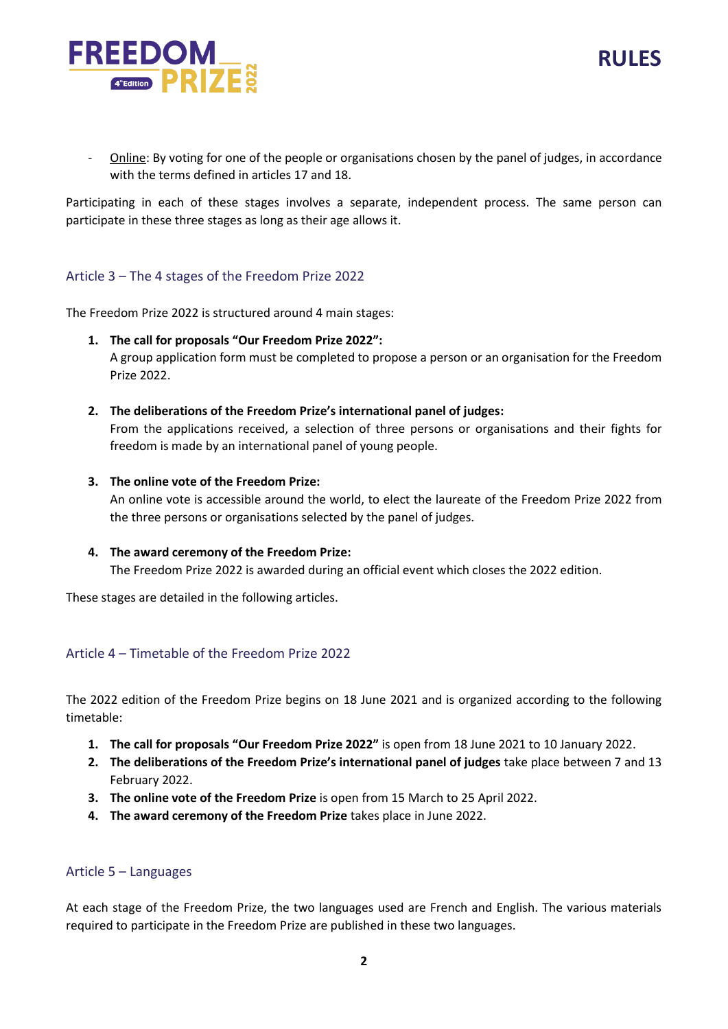- Online: By voting for one of the people or organisations chosen by the panel of judges, in accordance with the terms defined in articles 17 and 18.

Participating in each of these stages involves a separate, independent process. The same person can participate in these three stages as long as their age allows it.

## Article 3 – The 4 stages of the Freedom Prize 2022

The Freedom Prize 2022 is structured around 4 main stages:

1. **The call for proposals "Our Freedom Prize 2022":**
   A group application form must be completed to propose a person or an organisation for the Freedom Prize 2022.

2. **The deliberations of the Freedom Prize's international panel of judges:**
   From the applications received, a selection of three persons or organisations and their fights for freedom is made by an international panel of young people.

3. **The online vote of the Freedom Prize:**
   An online vote is accessible around the world, to elect the laureate of the Freedom Prize 2022 from the three persons or organisations selected by the panel of judges.

4. **The award ceremony of the Freedom Prize:**
   The Freedom Prize 2022 is awarded during an official event which closes the 2022 edition.

These stages are detailed in the following articles.

## Article 4 – Timetable of the Freedom Prize 2022

The 2022 edition of the Freedom Prize begins on 18 June 2021 and is organized according to the following timetable:

1. **The call for proposals "Our Freedom Prize 2022"** is open from 18 June 2021 to 10 January 2022.
2. **The deliberations of the Freedom Prize's international panel of judges** take place between 7 and 13 February 2022.
3. **The online vote of the Freedom Prize** is open from 15 March to 25 April 2022.
4. **The award ceremony of the Freedom Prize** takes place in June 2022.

## Article 5 – Languages

At each stage of the Freedom Prize, the two languages used are French and English. The various materials required to participate in the Freedom Prize are published in these two languages.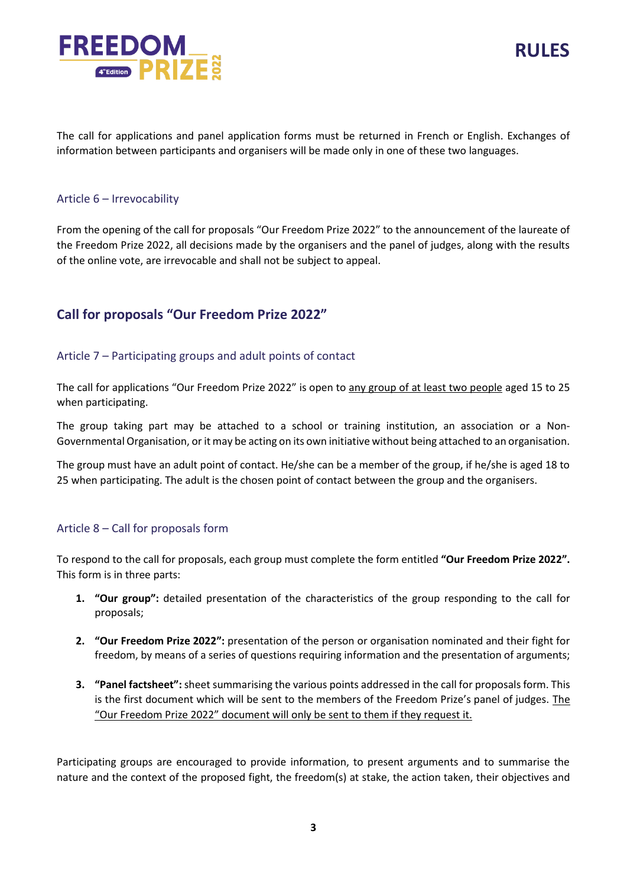The call for applications and panel application forms must be returned in French or English. Exchanges of information between participants and organisers will be made only in one of these two languages.

### Article 6 – Irrevocability

From the opening of the call for proposals "Our Freedom Prize 2022" to the announcement of the laureate of the Freedom Prize 2022, all decisions made by the organisers and the panel of judges, along with the results of the online vote, are irrevocable and shall not be subject to appeal.

## Call for proposals "Our Freedom Prize 2022"

### Article 7 – Participating groups and adult points of contact

The call for applications "Our Freedom Prize 2022" is open to any group of at least two people aged 15 to 25 when participating.

The group taking part may be attached to a school or training institution, an association or a Non-Governmental Organisation, or it may be acting on its own initiative without being attached to an organisation.

The group must have an adult point of contact. He/she can be a member of the group, if he/she is aged 18 to 25 when participating. The adult is the chosen point of contact between the group and the organisers.

### Article 8 – Call for proposals form

To respond to the call for proposals, each group must complete the form entitled **"Our Freedom Prize 2022".** This form is in three parts:

1. **"Our group":** detailed presentation of the characteristics of the group responding to the call for proposals;
2. **"Our Freedom Prize 2022":** presentation of the person or organisation nominated and their fight for freedom, by means of a series of questions requiring information and the presentation of arguments;
3. **"Panel factsheet":** sheet summarising the various points addressed in the call for proposals form. This is the first document which will be sent to the members of the Freedom Prize's panel of judges. The "Our Freedom Prize 2022" document will only be sent to them if they request it.

Participating groups are encouraged to provide information, to present arguments and to summarise the nature and the context of the proposed fight, the freedom(s) at stake, the action taken, their objectives and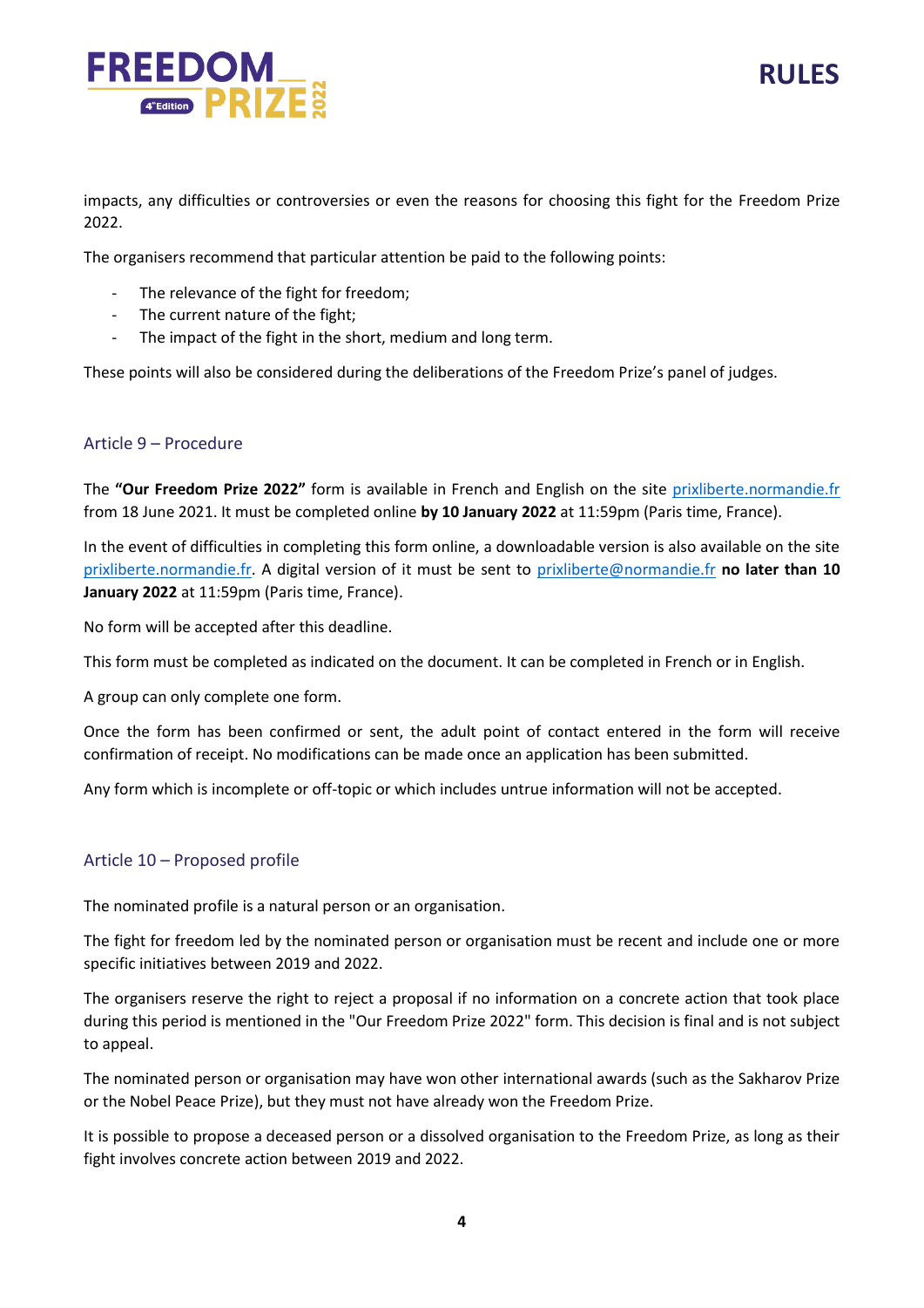impacts, any difficulties or controversies or even the reasons for choosing this fight for the Freedom Prize 2022.

The organisers recommend that particular attention be paid to the following points:

- The relevance of the fight for freedom;
- The current nature of the fight;
- The impact of the fight in the short, medium and long term.

These points will also be considered during the deliberations of the Freedom Prize's panel of judges.

## Article 9 – Procedure

The **"Our Freedom Prize 2022"** form is available in French and English on the site prixliberte.normandie.fr from 18 June 2021. It must be completed online **by 10 January 2022** at 11:59pm (Paris time, France).

In the event of difficulties in completing this form online, a downloadable version is also available on the site prixliberte.normandie.fr. A digital version of it must be sent to prixliberte@normandie.fr **no later than 10 January 2022** at 11:59pm (Paris time, France).

No form will be accepted after this deadline.

This form must be completed as indicated on the document. It can be completed in French or in English.

A group can only complete one form.

Once the form has been confirmed or sent, the adult point of contact entered in the form will receive confirmation of receipt. No modifications can be made once an application has been submitted.

Any form which is incomplete or off-topic or which includes untrue information will not be accepted.

## Article 10 – Proposed profile

The nominated profile is a natural person or an organisation.

The fight for freedom led by the nominated person or organisation must be recent and include one or more specific initiatives between 2019 and 2022.

The organisers reserve the right to reject a proposal if no information on a concrete action that took place during this period is mentioned in the "Our Freedom Prize 2022" form. This decision is final and is not subject to appeal.

The nominated person or organisation may have won other international awards (such as the Sakharov Prize or the Nobel Peace Prize), but they must not have already won the Freedom Prize.

It is possible to propose a deceased person or a dissolved organisation to the Freedom Prize, as long as their fight involves concrete action between 2019 and 2022.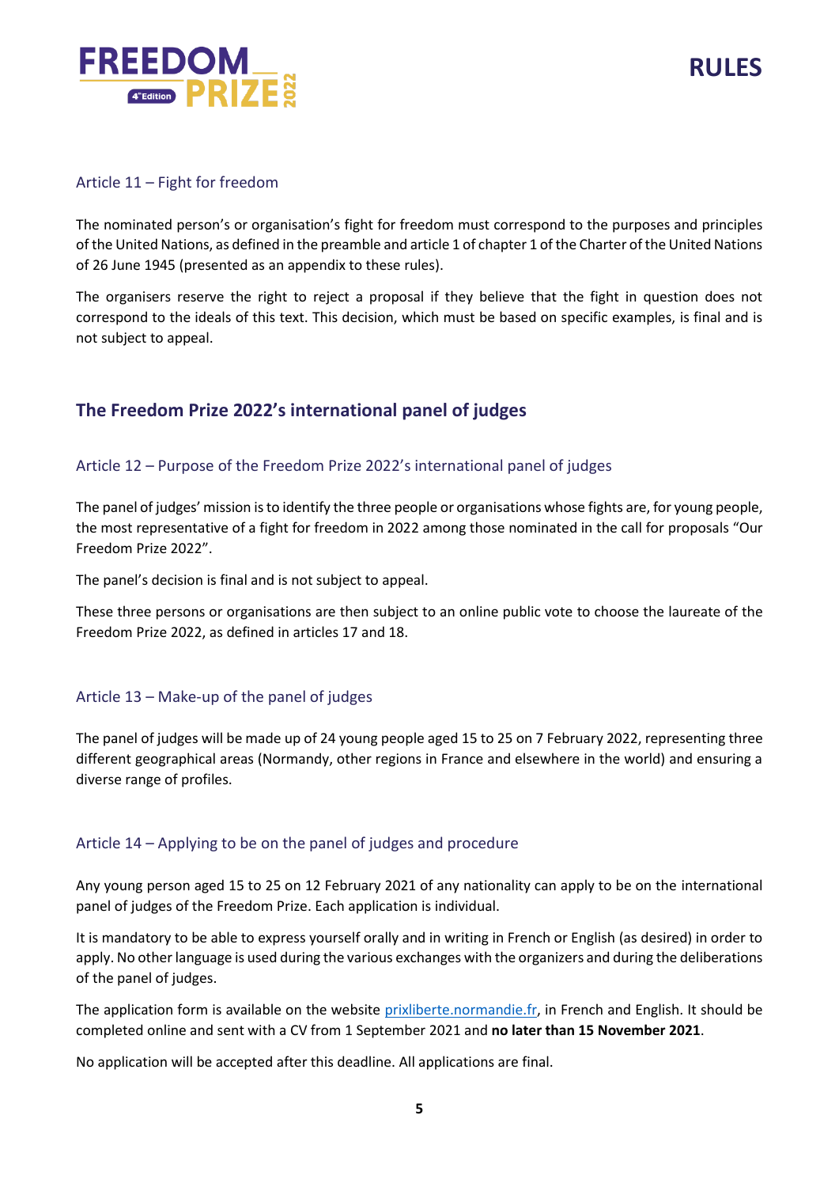### Article 11 – Fight for freedom

The nominated person's or organisation's fight for freedom must correspond to the purposes and principles of the United Nations, as defined in the preamble and article 1 of chapter 1 of the Charter of the United Nations of 26 June 1945 (presented as an appendix to these rules).

The organisers reserve the right to reject a proposal if they believe that the fight in question does not correspond to the ideals of this text. This decision, which must be based on specific examples, is final and is not subject to appeal.

## The Freedom Prize 2022's international panel of judges

### Article 12 – Purpose of the Freedom Prize 2022's international panel of judges

The panel of judges' mission is to identify the three people or organisations whose fights are, for young people, the most representative of a fight for freedom in 2022 among those nominated in the call for proposals "Our Freedom Prize 2022".

The panel's decision is final and is not subject to appeal.

These three persons or organisations are then subject to an online public vote to choose the laureate of the Freedom Prize 2022, as defined in articles 17 and 18.

### Article 13 – Make-up of the panel of judges

The panel of judges will be made up of 24 young people aged 15 to 25 on 7 February 2022, representing three different geographical areas (Normandy, other regions in France and elsewhere in the world) and ensuring a diverse range of profiles.

### Article 14 – Applying to be on the panel of judges and procedure

Any young person aged 15 to 25 on 12 February 2021 of any nationality can apply to be on the international panel of judges of the Freedom Prize. Each application is individual.

It is mandatory to be able to express yourself orally and in writing in French or English (as desired) in order to apply. No other language is used during the various exchanges with the organizers and during the deliberations of the panel of judges.

The application form is available on the website prixliberte.normandie.fr, in French and English. It should be completed online and sent with a CV from 1 September 2021 and **no later than 15 November 2021**.

No application will be accepted after this deadline. All applications are final.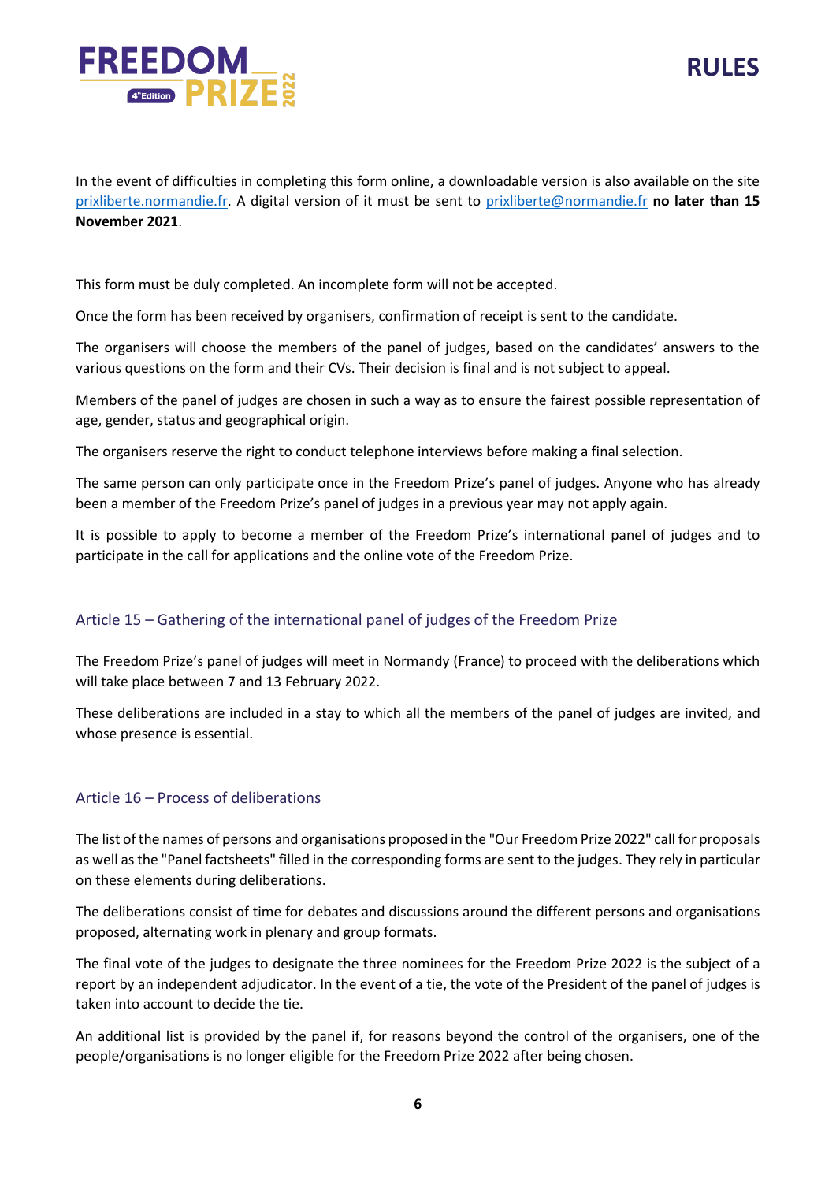In the event of difficulties in completing this form online, a downloadable version is also available on the site prixliberte.normandie.fr. A digital version of it must be sent to prixliberte@normandie.fr **no later than 15 November 2021**.

This form must be duly completed. An incomplete form will not be accepted.

Once the form has been received by organisers, confirmation of receipt is sent to the candidate.

The organisers will choose the members of the panel of judges, based on the candidates' answers to the various questions on the form and their CVs. Their decision is final and is not subject to appeal.

Members of the panel of judges are chosen in such a way as to ensure the fairest possible representation of age, gender, status and geographical origin.

The organisers reserve the right to conduct telephone interviews before making a final selection.

The same person can only participate once in the Freedom Prize's panel of judges. Anyone who has already been a member of the Freedom Prize's panel of judges in a previous year may not apply again.

It is possible to apply to become a member of the Freedom Prize's international panel of judges and to participate in the call for applications and the online vote of the Freedom Prize.

## Article 15 – Gathering of the international panel of judges of the Freedom Prize

The Freedom Prize's panel of judges will meet in Normandy (France) to proceed with the deliberations which will take place between 7 and 13 February 2022.

These deliberations are included in a stay to which all the members of the panel of judges are invited, and whose presence is essential.

## Article 16 – Process of deliberations

The list of the names of persons and organisations proposed in the "Our Freedom Prize 2022" call for proposals as well as the "Panel factsheets" filled in the corresponding forms are sent to the judges. They rely in particular on these elements during deliberations.

The deliberations consist of time for debates and discussions around the different persons and organisations proposed, alternating work in plenary and group formats.

The final vote of the judges to designate the three nominees for the Freedom Prize 2022 is the subject of a report by an independent adjudicator. In the event of a tie, the vote of the President of the panel of judges is taken into account to decide the tie.

An additional list is provided by the panel if, for reasons beyond the control of the organisers, one of the people/organisations is no longer eligible for the Freedom Prize 2022 after being chosen.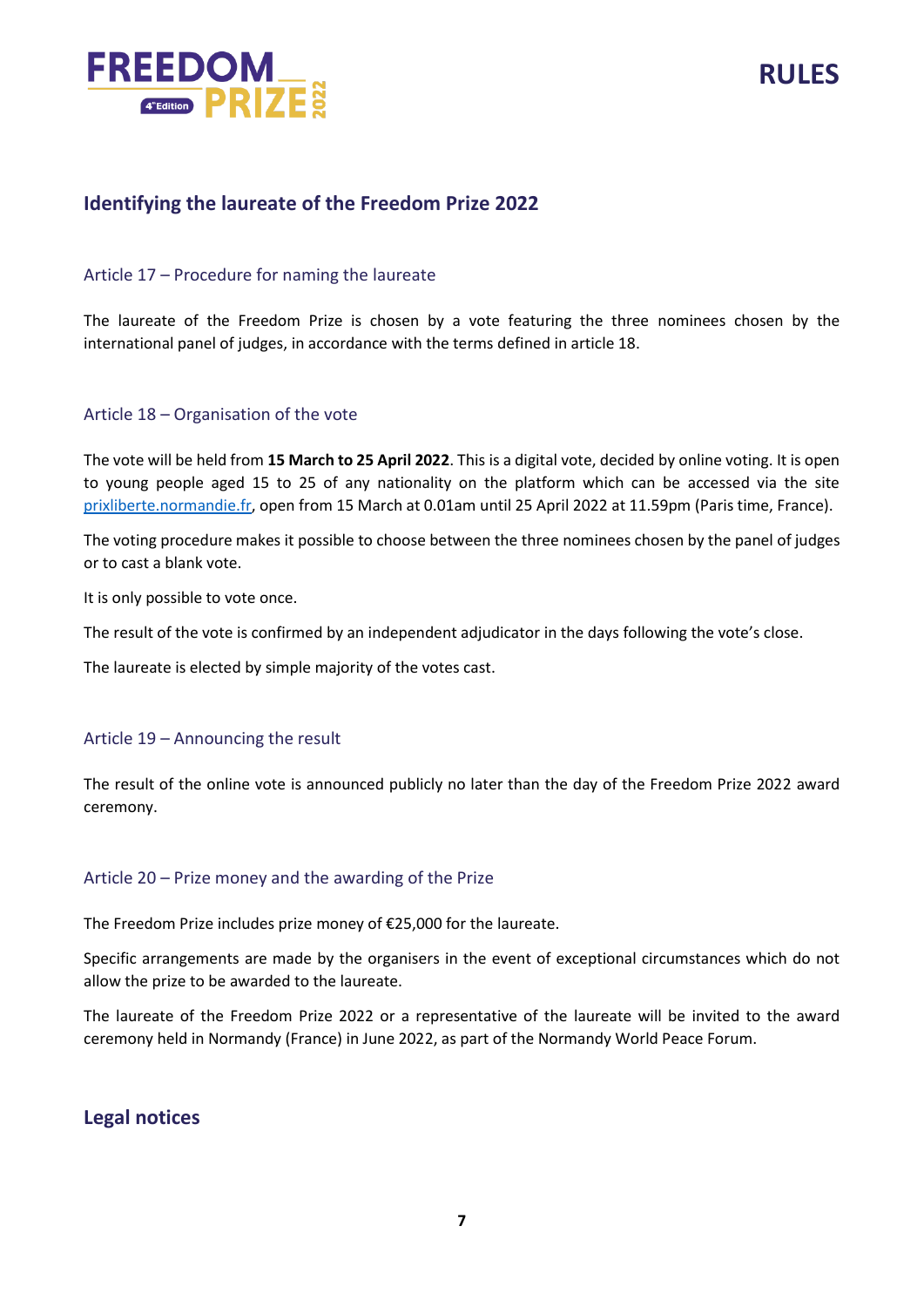## Identifying the laureate of the Freedom Prize 2022

### Article 17 – Procedure for naming the laureate

The laureate of the Freedom Prize is chosen by a vote featuring the three nominees chosen by the international panel of judges, in accordance with the terms defined in article 18.

### Article 18 – Organisation of the vote

The vote will be held from **15 March to 25 April 2022**. This is a digital vote, decided by online voting. It is open to young people aged 15 to 25 of any nationality on the platform which can be accessed via the site prixliberte.normandie.fr, open from 15 March at 0.01am until 25 April 2022 at 11.59pm (Paris time, France).

The voting procedure makes it possible to choose between the three nominees chosen by the panel of judges or to cast a blank vote.

It is only possible to vote once.

The result of the vote is confirmed by an independent adjudicator in the days following the vote's close.

The laureate is elected by simple majority of the votes cast.

### Article 19 – Announcing the result

The result of the online vote is announced publicly no later than the day of the Freedom Prize 2022 award ceremony.

### Article 20 – Prize money and the awarding of the Prize

The Freedom Prize includes prize money of €25,000 for the laureate.

Specific arrangements are made by the organisers in the event of exceptional circumstances which do not allow the prize to be awarded to the laureate.

The laureate of the Freedom Prize 2022 or a representative of the laureate will be invited to the award ceremony held in Normandy (France) in June 2022, as part of the Normandy World Peace Forum.

## Legal notices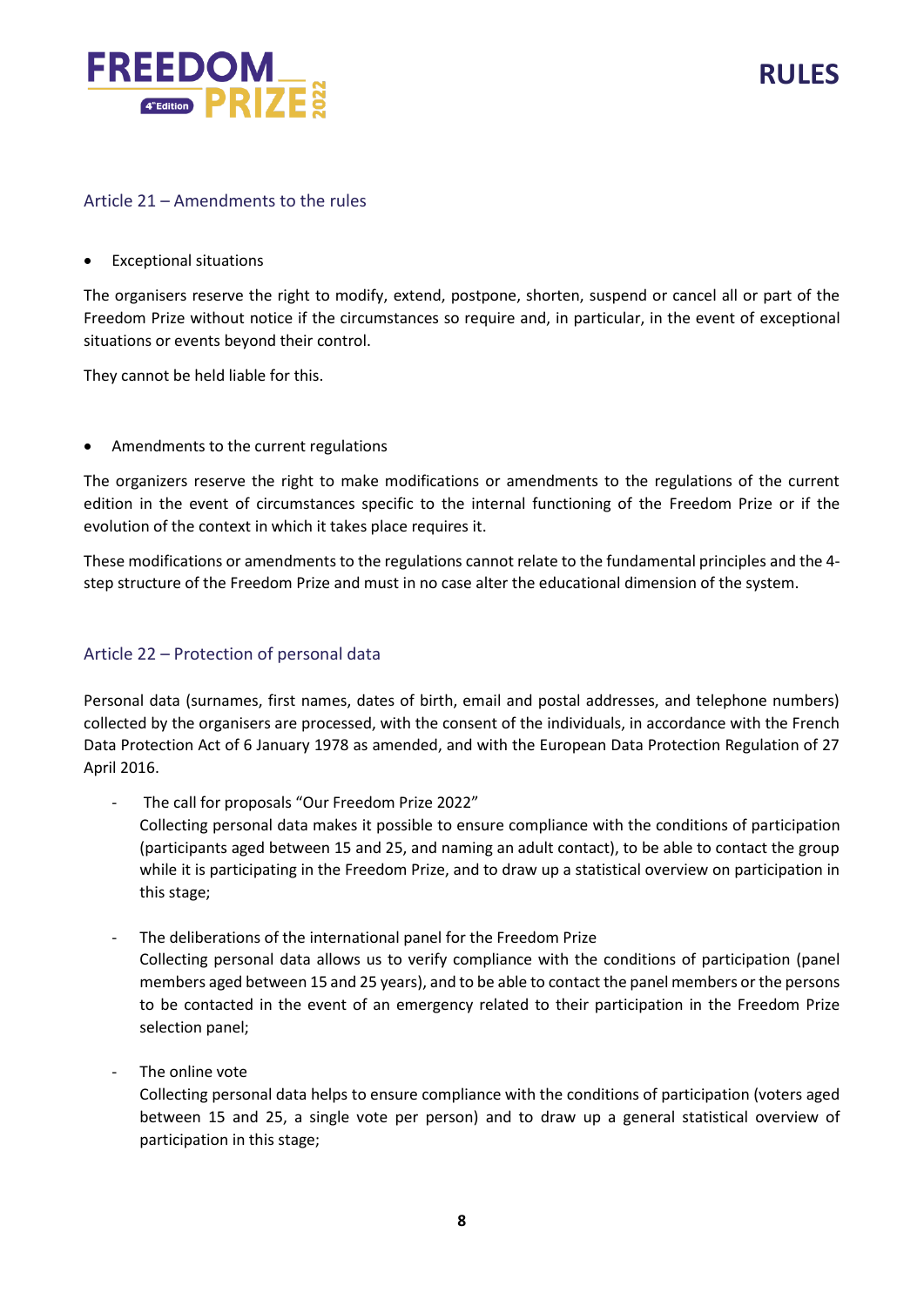## Article 21 – Amendments to the rules

- Exceptional situations

The organisers reserve the right to modify, extend, postpone, shorten, suspend or cancel all or part of the Freedom Prize without notice if the circumstances so require and, in particular, in the event of exceptional situations or events beyond their control.

They cannot be held liable for this.

- Amendments to the current regulations

The organizers reserve the right to make modifications or amendments to the regulations of the current edition in the event of circumstances specific to the internal functioning of the Freedom Prize or if the evolution of the context in which it takes place requires it.

These modifications or amendments to the regulations cannot relate to the fundamental principles and the 4-step structure of the Freedom Prize and must in no case alter the educational dimension of the system.

## Article 22 – Protection of personal data

Personal data (surnames, first names, dates of birth, email and postal addresses, and telephone numbers) collected by the organisers are processed, with the consent of the individuals, in accordance with the French Data Protection Act of 6 January 1978 as amended, and with the European Data Protection Regulation of 27 April 2016.

- The call for proposals “Our Freedom Prize 2022”
  Collecting personal data makes it possible to ensure compliance with the conditions of participation (participants aged between 15 and 25, and naming an adult contact), to be able to contact the group while it is participating in the Freedom Prize, and to draw up a statistical overview on participation in this stage;

- The deliberations of the international panel for the Freedom Prize
  Collecting personal data allows us to verify compliance with the conditions of participation (panel members aged between 15 and 25 years), and to be able to contact the panel members or the persons to be contacted in the event of an emergency related to their participation in the Freedom Prize selection panel;

- The online vote
  Collecting personal data helps to ensure compliance with the conditions of participation (voters aged between 15 and 25, a single vote per person) and to draw up a general statistical overview of participation in this stage;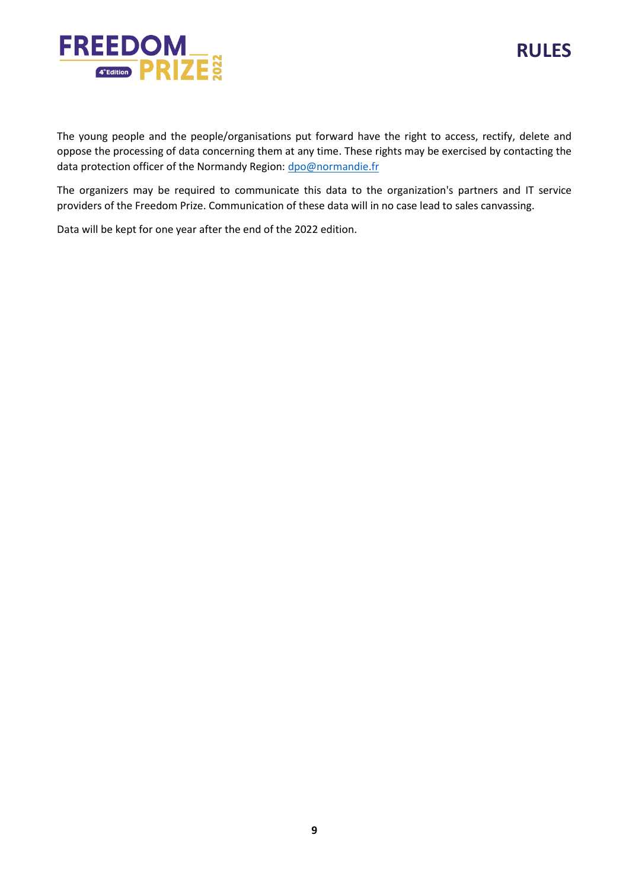The young people and the people/organisations put forward have the right to access, rectify, delete and oppose the processing of data concerning them at any time. These rights may be exercised by contacting the data protection officer of the Normandy Region: dpo@normandie.fr

The organizers may be required to communicate this data to the organization's partners and IT service providers of the Freedom Prize. Communication of these data will in no case lead to sales canvassing.

Data will be kept for one year after the end of the 2022 edition.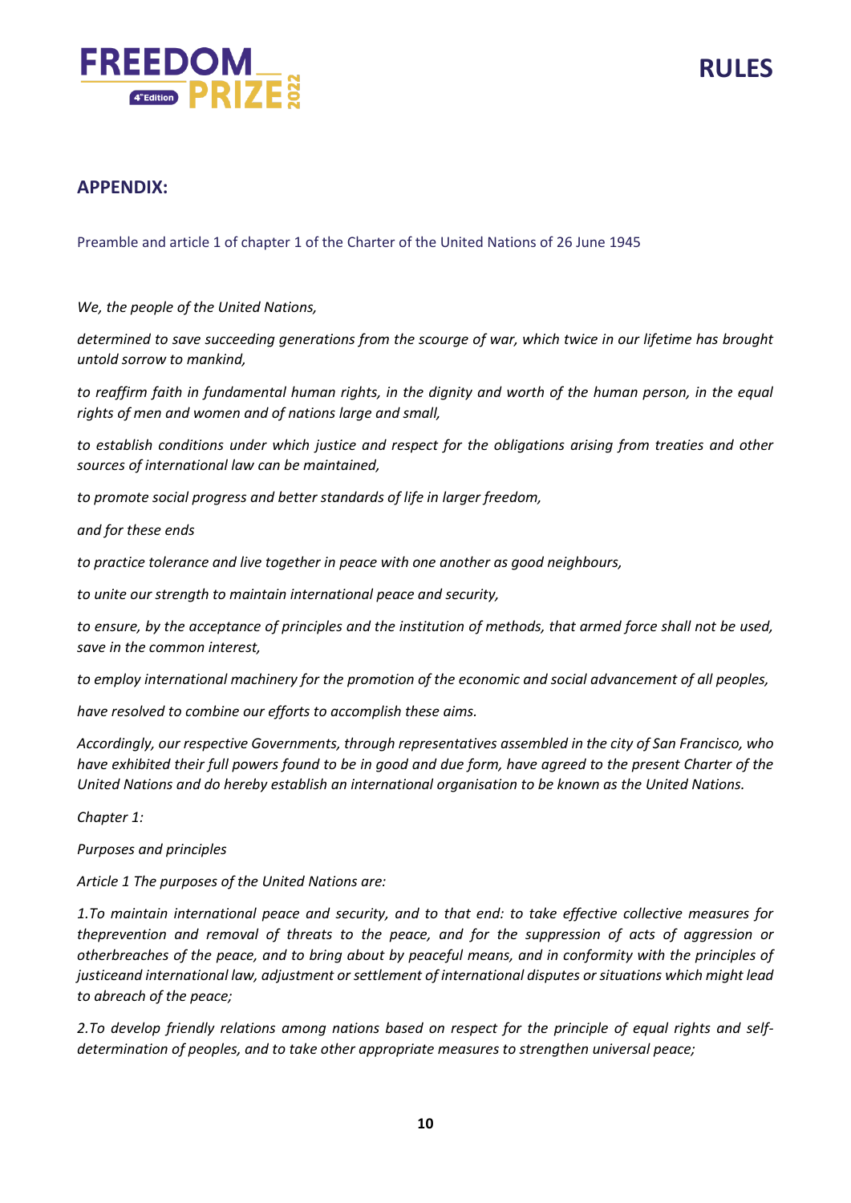## APPENDIX:

Preamble and article 1 of chapter 1 of the Charter of the United Nations of 26 June 1945

*We, the people of the United Nations,*

*determined to save succeeding generations from the scourge of war, which twice in our lifetime has brought untold sorrow to mankind,*

*to reaffirm faith in fundamental human rights, in the dignity and worth of the human person, in the equal rights of men and women and of nations large and small,*

*to establish conditions under which justice and respect for the obligations arising from treaties and other sources of international law can be maintained,*

*to promote social progress and better standards of life in larger freedom,*

*and for these ends*

*to practice tolerance and live together in peace with one another as good neighbours,*

*to unite our strength to maintain international peace and security,*

*to ensure, by the acceptance of principles and the institution of methods, that armed force shall not be used, save in the common interest,*

*to employ international machinery for the promotion of the economic and social advancement of all peoples,*

*have resolved to combine our efforts to accomplish these aims.*

*Accordingly, our respective Governments, through representatives assembled in the city of San Francisco, who have exhibited their full powers found to be in good and due form, have agreed to the present Charter of the United Nations and do hereby establish an international organisation to be known as the United Nations.*

*Chapter 1:*

*Purposes and principles*

*Article 1 The purposes of the United Nations are:*

*1.To maintain international peace and security, and to that end: to take effective collective measures for theprevention and removal of threats to the peace, and for the suppression of acts of aggression or otherbreaches of the peace, and to bring about by peaceful means, and in conformity with the principles of justiceand international law, adjustment or settlement of international disputes or situations which might lead to abreach of the peace;*

*2.To develop friendly relations among nations based on respect for the principle of equal rights and self-determination of peoples, and to take other appropriate measures to strengthen universal peace;*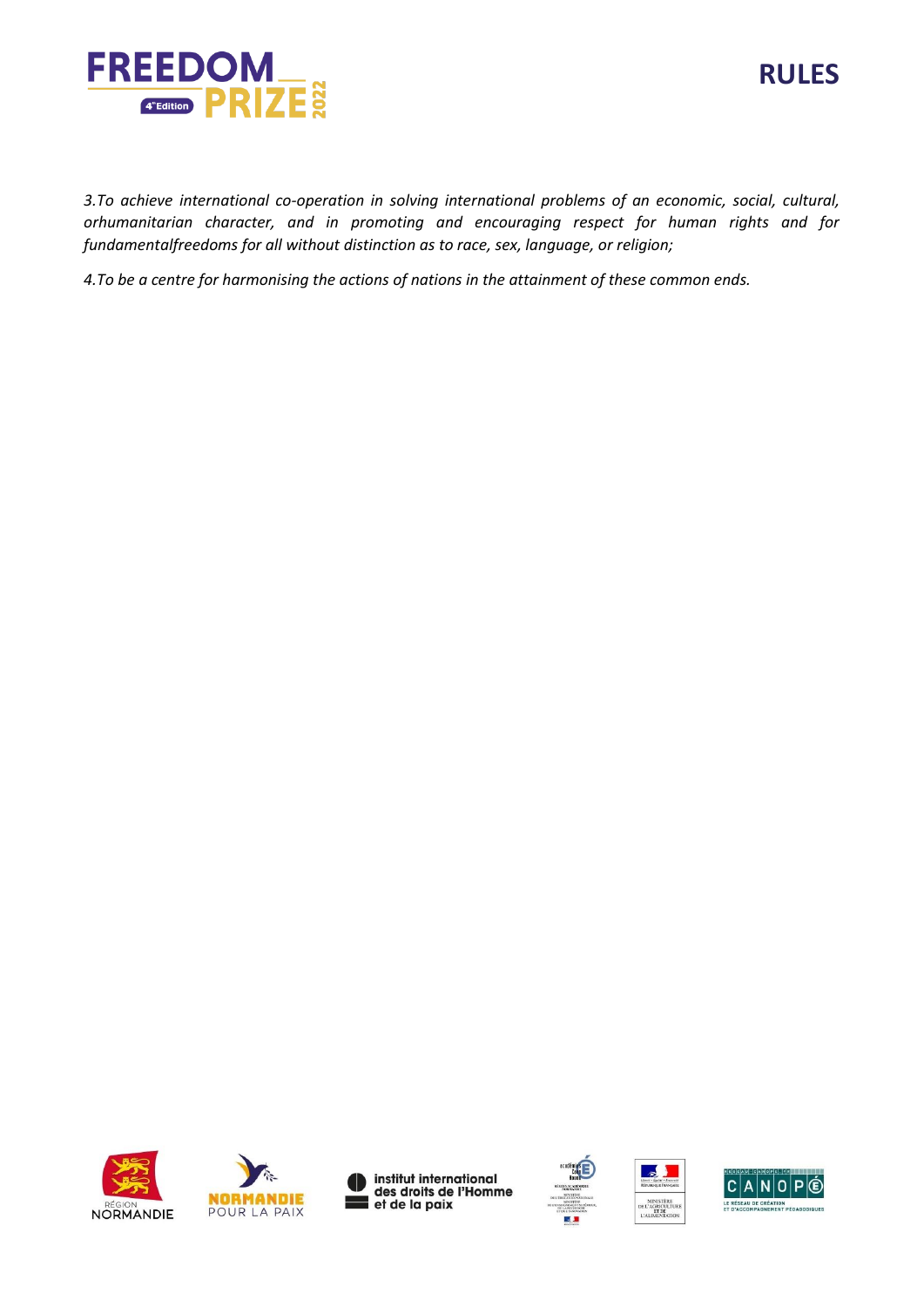*3.To achieve international co-operation in solving international problems of an economic, social, cultural, orhumanitarian character, and in promoting and encouraging respect for human rights and for fundamentalfreedoms for all without distinction as to race, sex, language, or religion;*

*4.To be a centre for harmonising the actions of nations in the attainment of these common ends.*